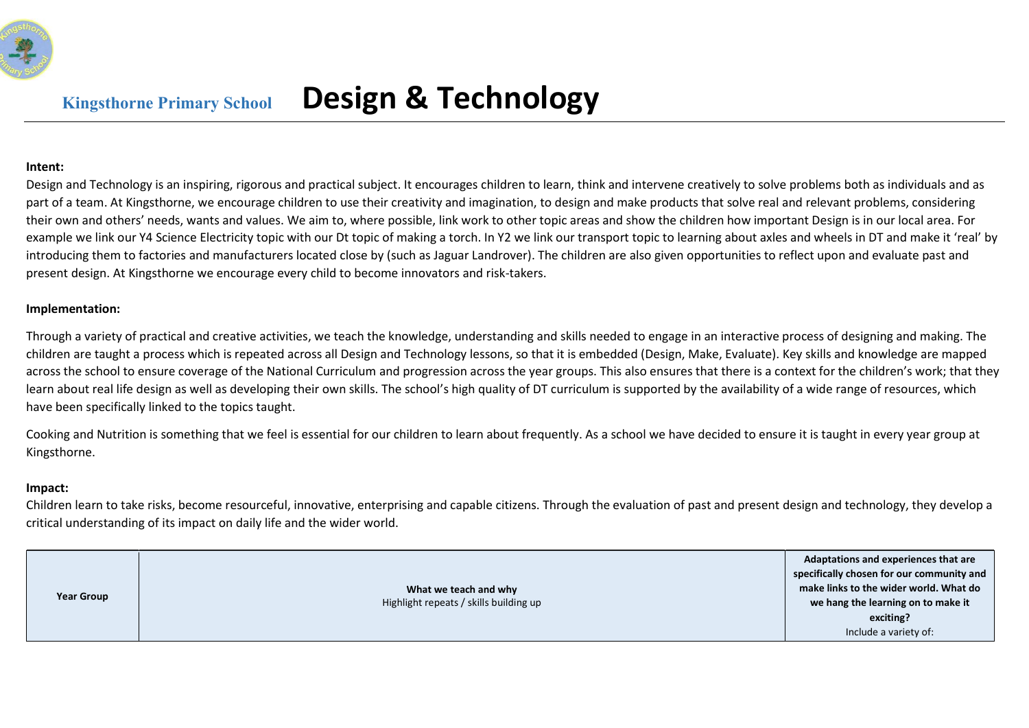# Kingsthorne Primary School — Design & Technology

**Intent:**

Design and Technology is an inspiring, rigorous and practical subject. It encourages children to learn, think and intervene creatively to solve problems both as individuals and as part of a team. At Kingsthorne, we encourage children to use their creativity and imagination, to design and make products that solve real and relevant problems, considering their own and others' needs, wants and values. We aim to, where possible, link work to other topic areas and show the children how important Design is in our local area. For example we link our Y4 Science Electricity topic with our Dt topic of making a torch. In Y2 we link our transport topic to learning about axles and wheels in DT and make it 'real' by introducing them to factories and manufacturers located close by (such as Jaguar Landrover). The children are also given opportunities to reflect upon and evaluate past and present design. At Kingsthorne we encourage every child to become innovators and risk-takers.

**Implementation:**

Through a variety of practical and creative activities, we teach the knowledge, understanding and skills needed to engage in an interactive process of designing and making. The children are taught a process which is repeated across all Design and Technology lessons, so that it is embedded (Design, Make, Evaluate). Key skills and knowledge are mapped across the school to ensure coverage of the National Curriculum and progression across the year groups. This also ensures that there is a context for the children's work; that they learn about real life design as well as developing their own skills. The school's high quality of DT curriculum is supported by the availability of a wide range of resources, which have been specifically linked to the topics taught.

Cooking and Nutrition is something that we feel is essential for our children to learn about frequently. As a school we have decided to ensure it is taught in every year group at Kingsthorne.

**Impact:**

Children learn to take risks, become resourceful, innovative, enterprising and capable citizens. Through the evaluation of past and present design and technology, they develop a critical understanding of its impact on daily life and the wider world.

| **Year Group** | **What we teach and why**<br>Highlight repeats / skills building up | **Adaptations and experiences that are specifically chosen for our community and make links to the wider world. What do we hang the learning on to make it exciting?**<br>Include a variety of: |
|---|---|---|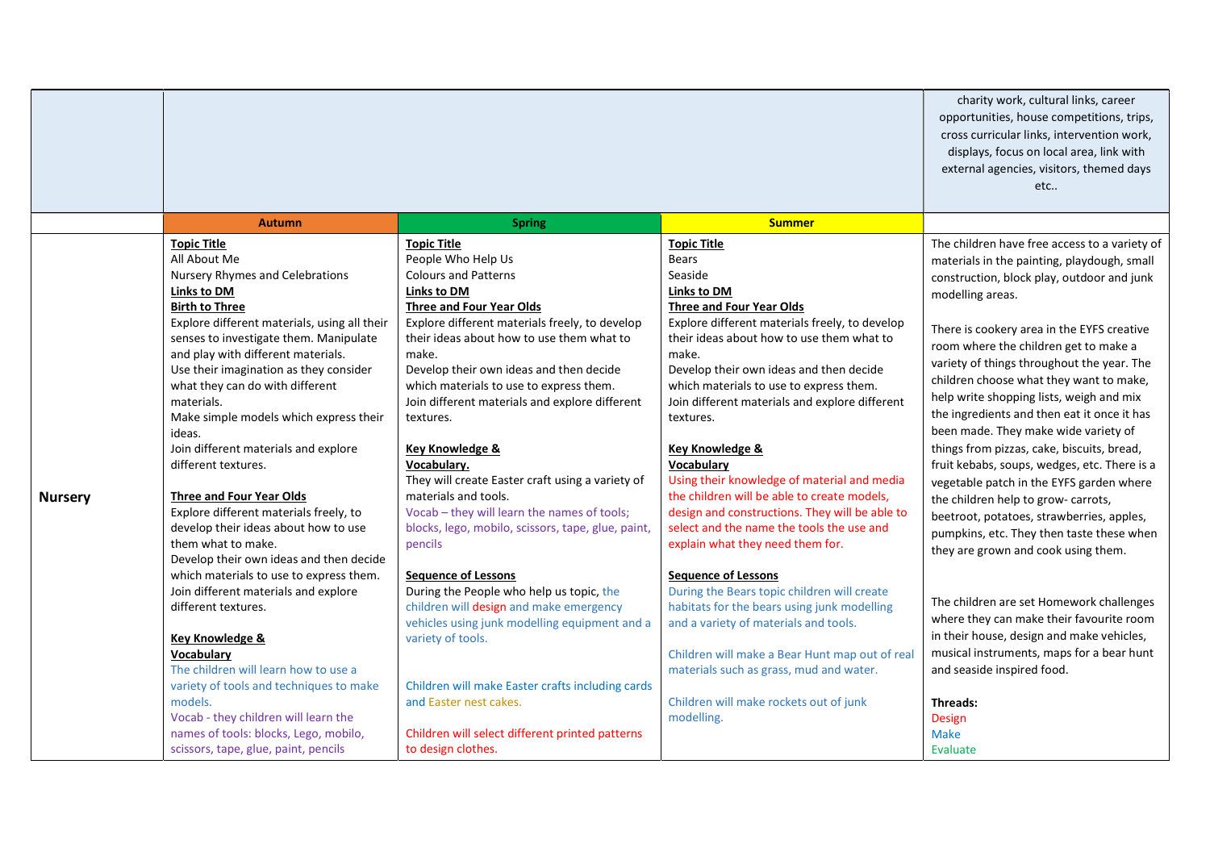| | | | | charity work, cultural links, career opportunities, house competitions, trips, cross curricular links, intervention work, displays, focus on local area, link with external agencies, visitors, themed days etc.. |
|---|---|---|---|---|
| | **Autumn** | **Spring** | **Summer** | |
| **Nursery** | **Topic Title**<br>All About Me<br>Nursery Rhymes and Celebrations<br>**Links to DM**<br>**Birth to Three**<br>Explore different materials, using all their senses to investigate them. Manipulate and play with different materials.<br>Use their imagination as they consider what they can do with different materials.<br>Make simple models which express their ideas.<br>Join different materials and explore different textures.<br><br>**Three and Four Year Olds**<br>Explore different materials freely, to develop their ideas about how to use them what to make.<br>Develop their own ideas and then decide which materials to use to express them.<br>Join different materials and explore different textures.<br><br>**Key Knowledge & Vocabulary**<br>The children will learn how to use a variety of tools and techniques to make models.<br>Vocab - they children will learn the names of tools: blocks, Lego, mobilo, scissors, tape, glue, paint, pencils | **Topic Title**<br>People Who Help Us<br>Colours and Patterns<br>**Links to DM**<br>**Three and Four Year Olds**<br>Explore different materials freely, to develop their ideas about how to use them what to make.<br>Develop their own ideas and then decide which materials to use to express them.<br>Join different materials and explore different textures.<br><br>**Key Knowledge & Vocabulary.**<br>They will create Easter craft using a variety of materials and tools.<br>Vocab – they will learn the names of tools; blocks, lego, mobilo, scissors, tape, glue, paint, pencils<br><br>**Sequence of Lessons**<br>During the People who help us topic, the children will design and make emergency vehicles using junk modelling equipment and a variety of tools.<br><br>Children will make Easter crafts including cards and Easter nest cakes.<br><br>Children will select different printed patterns to design clothes. | **Topic Title**<br>Bears<br>Seaside<br>**Links to DM**<br>**Three and Four Year Olds**<br>Explore different materials freely, to develop their ideas about how to use them what to make.<br>Develop their own ideas and then decide which materials to use to express them.<br>Join different materials and explore different textures.<br><br>**Key Knowledge & Vocabulary**<br>Using their knowledge of material and media the children will be able to create models, design and constructions. They will be able to select and the name the tools the use and explain what they need them for.<br><br>**Sequence of Lessons**<br>During the Bears topic children will create habitats for the bears using junk modelling and a variety of materials and tools.<br><br>Children will make a Bear Hunt map out of real materials such as grass, mud and water.<br><br>Children will make rockets out of junk modelling. | The children have free access to a variety of materials in the painting, playdough, small construction, block play, outdoor and junk modelling areas.<br><br>There is cookery area in the EYFS creative room where the children get to make a variety of things throughout the year. The children choose what they want to make, help write shopping lists, weigh and mix the ingredients and then eat it once it has been made. They make wide variety of things from pizzas, cake, biscuits, bread, fruit kebabs, soups, wedges, etc. There is a vegetable patch in the EYFS garden where the children help to grow- carrots, beetroot, potatoes, strawberries, apples, pumpkins, etc. They then taste these when they are grown and cook using them.<br><br>The children are set Homework challenges where they can make their favourite room in their house, design and make vehicles, musical instruments, maps for a bear hunt and seaside inspired food.<br><br>**Threads:**<br>Design<br>Make<br>Evaluate |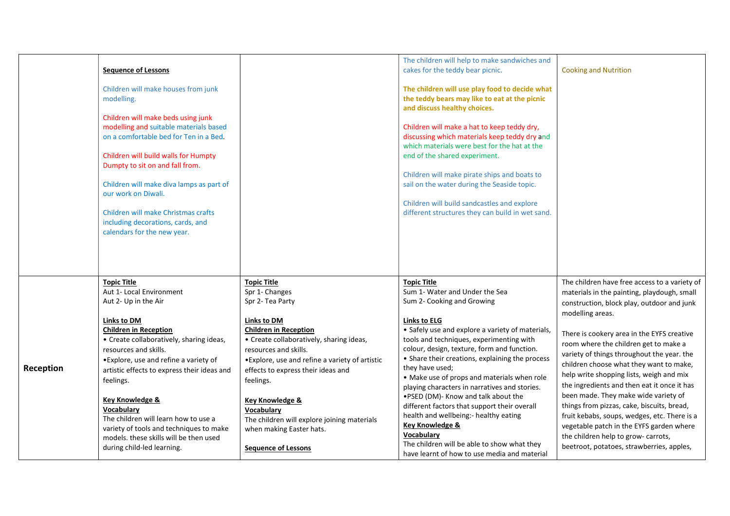| | | | | |
|---|---|---|---|---|
| | **Sequence of Lessons**<br><br>Children will make houses from junk modelling.<br><br>Children will make beds using junk modelling and suitable materials based on a comfortable bed for Ten in a Bed.<br><br>Children will build walls for Humpty Dumpty to sit on and fall from.<br><br>Children will make diva lamps as part of our work on Diwali.<br><br>Children will make Christmas crafts including decorations, cards, and calendars for the new year. | | The children will help to make sandwiches and cakes for the teddy bear picnic.<br><br>**The children will use play food to decide what the teddy bears may like to eat at the picnic and discuss healthy choices.**<br><br>Children will make a hat to keep teddy dry, discussing which materials keep teddy dry and which materials were best for the hat at the end of the shared experiment.<br><br>Children will make pirate ships and boats to sail on the water during the Seaside topic.<br><br>Children will build sandcastles and explore different structures they can build in wet sand. | Cooking and Nutrition |
| **Reception** | **Topic Title**<br>Aut 1- Local Environment<br>Aut 2- Up in the Air<br><br>**Links to DM**<br>**Children in Reception**<br>• Create collaboratively, sharing ideas, resources and skills.<br>•Explore, use and refine a variety of artistic effects to express their ideas and feelings.<br><br>**Key Knowledge & Vocabulary**<br>The children will learn how to use a variety of tools and techniques to make models. these skills will be then used during child-led learning. | **Topic Title**<br>Spr 1- Changes<br>Spr 2- Tea Party<br><br>**Links to DM**<br>**Children in Reception**<br>• Create collaboratively, sharing ideas, resources and skills.<br>•Explore, use and refine a variety of artistic effects to express their ideas and feelings.<br><br>**Key Knowledge & Vocabulary**<br>The children will explore joining materials when making Easter hats.<br><br>**Sequence of Lessons** | **Topic Title**<br>Sum 1- Water and Under the Sea<br>Sum 2- Cooking and Growing<br><br>**Links to ELG**<br>• Safely use and explore a variety of materials, tools and techniques, experimenting with colour, design, texture, form and function.<br>• Share their creations, explaining the process they have used;<br>• Make use of props and materials when role playing characters in narratives and stories.<br>•PSED (DM)- Know and talk about the different factors that support their overall health and wellbeing:- healthy eating<br>**Key Knowledge & Vocabulary**<br>The children will be able to show what they have learnt of how to use media and material | The children have free access to a variety of materials in the painting, playdough, small construction, block play, outdoor and junk modelling areas.<br><br>There is cookery area in the EYFS creative room where the children get to make a variety of things throughout the year. the children choose what they want to make, help write shopping lists, weigh and mix the ingredients and then eat it once it has been made. They make wide variety of things from pizzas, cake, biscuits, bread, fruit kebabs, soups, wedges, etc. There is a vegetable patch in the EYFS garden where the children help to grow- carrots, beetroot, potatoes, strawberries, apples, |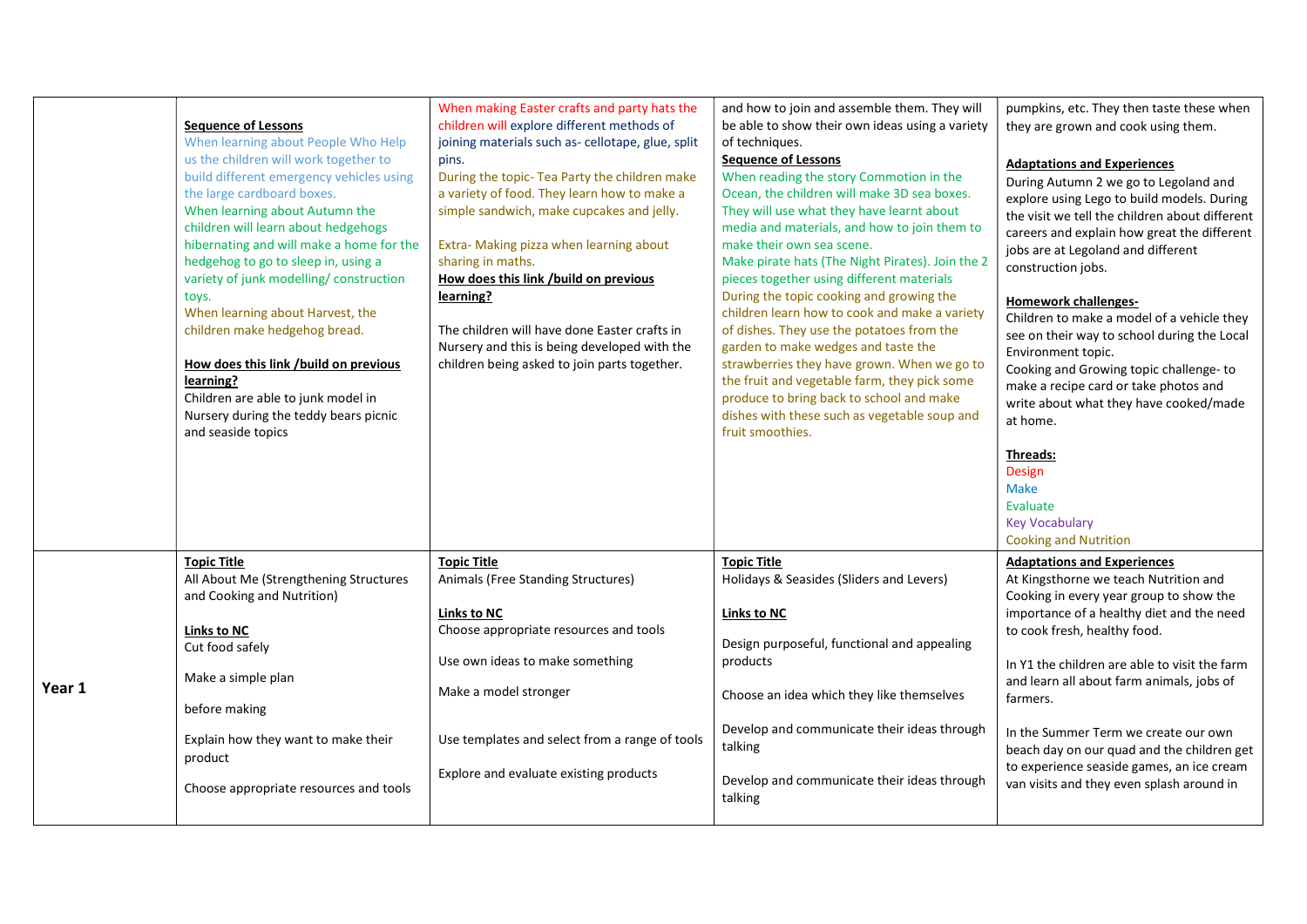| | | | | |
|---|---|---|---|---|
| | **Sequence of Lessons**<br>When learning about People Who Help us the children will work together to build different emergency vehicles using the large cardboard boxes.<br>When learning about Autumn the children will learn about hedgehogs hibernating and will make a home for the hedgehog to go to sleep in, using a variety of junk modelling/ construction toys.<br>When learning about Harvest, the children make hedgehog bread.<br><br>**How does this link /build on previous learning?**<br>Children are able to junk model in Nursery during the teddy bears picnic and seaside topics | When making Easter crafts and party hats the children will explore different methods of joining materials such as- cellotape, glue, split pins.<br>During the topic- Tea Party the children make a variety of food. They learn how to make a simple sandwich, make cupcakes and jelly.<br><br>Extra- Making pizza when learning about sharing in maths.<br>**How does this link /build on previous learning?**<br><br>The children will have done Easter crafts in Nursery and this is being developed with the children being asked to join parts together. | and how to join and assemble them. They will be able to show their own ideas using a variety of techniques.<br>**Sequence of Lessons**<br>When reading the story Commotion in the Ocean, the children will make 3D sea boxes. They will use what they have learnt about media and materials, and how to join them to make their own sea scene.<br>Make pirate hats (The Night Pirates). Join the 2 pieces together using different materials<br>During the topic cooking and growing the children learn how to cook and make a variety of dishes. They use the potatoes from the garden to make wedges and taste the strawberries they have grown. When we go to the fruit and vegetable farm, they pick some produce to bring back to school and make dishes with these such as vegetable soup and fruit smoothies. | pumpkins, etc. They then taste these when they are grown and cook using them.<br><br>**Adaptations and Experiences**<br>During Autumn 2 we go to Legoland and explore using Lego to build models. During the visit we tell the children about different careers and explain how great the different jobs are at Legoland and different construction jobs.<br><br>**Homework challenges-**<br>Children to make a model of a vehicle they see on their way to school during the Local Environment topic.<br>Cooking and Growing topic challenge- to make a recipe card or take photos and write about what they have cooked/made at home.<br><br>**Threads:**<br>Design<br>Make<br>Evaluate<br>Key Vocabulary<br>Cooking and Nutrition |
| **Year 1** | **Topic Title**<br>All About Me (Strengthening Structures and Cooking and Nutrition)<br><br>**Links to NC**<br>Cut food safely<br><br>Make a simple plan<br><br>before making<br><br>Explain how they want to make their product<br><br>Choose appropriate resources and tools | **Topic Title**<br>Animals (Free Standing Structures)<br><br>**Links to NC**<br>Choose appropriate resources and tools<br><br>Use own ideas to make something<br><br>Make a model stronger<br><br>Use templates and select from a range of tools<br><br>Explore and evaluate existing products | **Topic Title**<br>Holidays & Seasides (Sliders and Levers)<br><br>**Links to NC**<br><br>Design purposeful, functional and appealing products<br><br>Choose an idea which they like themselves<br><br>Develop and communicate their ideas through talking<br><br>Develop and communicate their ideas through talking | **Adaptations and Experiences**<br>At Kingsthorne we teach Nutrition and Cooking in every year group to show the importance of a healthy diet and the need to cook fresh, healthy food.<br><br>In Y1 the children are able to visit the farm and learn all about farm animals, jobs of farmers.<br><br>In the Summer Term we create our own beach day on our quad and the children get to experience seaside games, an ice cream van visits and they even splash around in |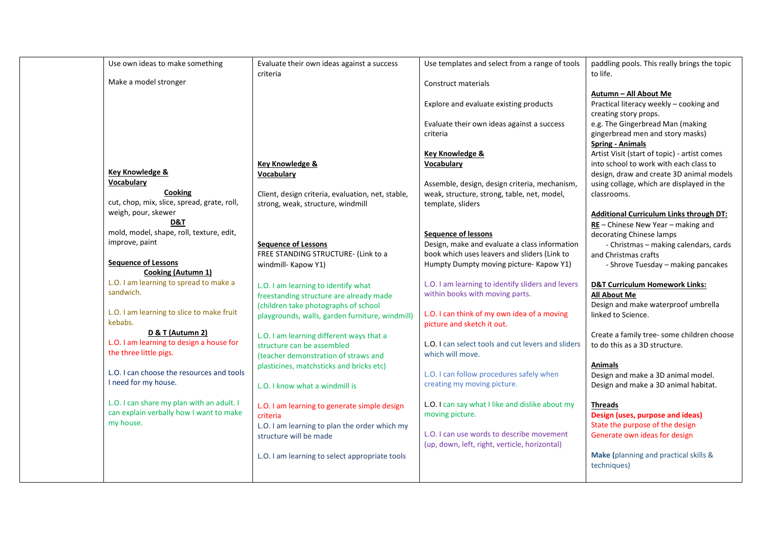| | | | | |
|---|---|---|---|---|
| | Use own ideas to make something<br><br>Make a model stronger<br><br>**Key Knowledge & Vocabulary**<br>**Cooking**<br>cut, chop, mix, slice, spread, grate, roll, weigh, pour, skewer<br>**D&T**<br>mold, model, shape, roll, texture, edit, improve, paint<br><br>**Sequence of Lessons**<br>**Cooking (Autumn 1)**<br>L.O. I am learning to spread to make a sandwich.<br><br>L.O. I am learning to slice to make fruit kebabs.<br>**D & T (Autumn 2)**<br>L.O. I am learning to design a house for the three little pigs.<br><br>L.O. I can choose the resources and tools I need for my house.<br><br>L.O. I can share my plan with an adult. I can explain verbally how I want to make my house. | Evaluate their own ideas against a success criteria<br><br>**Key Knowledge & Vocabulary**<br><br>Client, design criteria, evaluation, net, stable, strong, weak, structure, windmill<br><br>**Sequence of Lessons**<br>FREE STANDING STRUCTURE- (Link to a windmill- Kapow Y1)<br><br>L.O. I am learning to identify what freestanding structure are already made (children take photographs of school playgrounds, walls, garden furniture, windmill)<br><br>L.O. I am learning different ways that a structure can be assembled (teacher demonstration of straws and plasticines, matchsticks and bricks etc)<br><br>L.O. I know what a windmill is<br><br>L.O. I am learning to generate simple design criteria<br>L.O. I am learning to plan the order which my structure will be made<br><br>L.O. I am learning to select appropriate tools | Use templates and select from a range of tools<br><br>Construct materials<br><br>Explore and evaluate existing products<br><br>Evaluate their own ideas against a success criteria<br><br>**Key Knowledge & Vocabulary**<br><br>Assemble, design, design criteria, mechanism, weak, structure, strong, table, net, model, template, sliders<br><br>**Sequence of lessons**<br>Design, make and evaluate a class information book which uses leavers and sliders (Link to Humpty Dumpty moving picture- Kapow Y1)<br><br>L.O. I am learning to identify sliders and levers within books with moving parts.<br><br>L.O. I can think of my own idea of a moving picture and sketch it out.<br><br>L.O. I can select tools and cut levers and sliders which will move.<br><br>L.O. I can follow procedures safely when creating my moving picture.<br><br>L.O. I can say what I like and dislike about my moving picture.<br><br>L.O. I can use words to describe movement (up, down, left, right, verticle, horizontal) | paddling pools. This really brings the topic to life.<br><br>**Autumn – All About Me**<br>Practical literacy weekly – cooking and creating story props.<br>e.g. The Gingerbread Man (making gingerbread men and story masks)<br>**Spring - Animals**<br>Artist Visit (start of topic) - artist comes into school to work with each class to design, draw and create 3D animal models using collage, which are displayed in the classrooms.<br><br>**Additional Curriculum Links through DT:**<br>**RE** – Chinese New Year – making and decorating Chinese lamps<br>- Christmas – making calendars, cards and Christmas crafts<br>- Shrove Tuesday – making pancakes<br><br>**D&T Curriculum Homework Links:**<br>**All About Me**<br>Design and make waterproof umbrella linked to Science.<br><br>Create a family tree- some children choose to do this as a 3D structure.<br><br>**Animals**<br>Design and make a 3D animal model.<br>Design and make a 3D animal habitat.<br><br>**Threads**<br>**Design (uses, purpose and ideas)**<br>State the purpose of the design<br>Generate own ideas for design<br><br>**Make (**planning and practical skills & techniques) |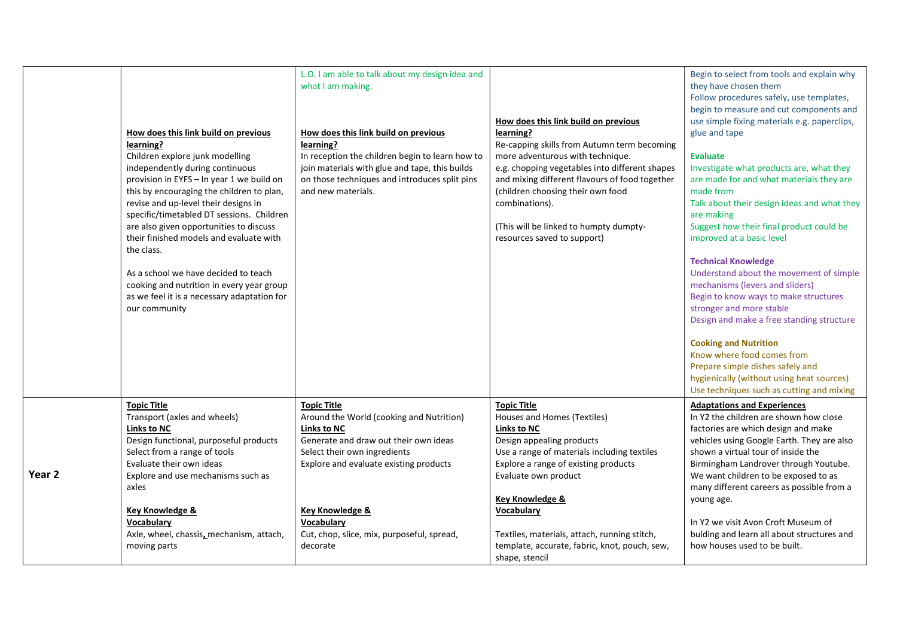| | | | | |
|---|---|---|---|---|
| | **How does this link build on previous learning?**<br>Children explore junk modelling independently during continuous provision in EYFS – In year 1 we build on this by encouraging the children to plan, revise and up-level their designs in specific/timetabled DT sessions. Children are also given opportunities to discuss their finished models and evaluate with the class.<br><br>As a school we have decided to teach cooking and nutrition in every year group as we feel it is a necessary adaptation for our community | L.O. I am able to talk about my design idea and what I am making.<br><br>**How does this link build on previous learning?**<br>In reception the children begin to learn how to join materials with glue and tape, this builds on those techniques and introduces split pins and new materials. | **How does this link build on previous learning?**<br>Re-capping skills from Autumn term becoming more adventurous with technique.<br>e.g. chopping vegetables into different shapes and mixing different flavours of food together (children choosing their own food combinations).<br><br>(This will be linked to humpty dumpty- resources saved to support) | Begin to select from tools and explain why they have chosen them<br>Follow procedures safely, use templates, begin to measure and cut components and use simple fixing materials e.g. paperclips, glue and tape<br><br>**Evaluate**<br>Investigate what products are, what they are made for and what materials they are made from<br>Talk about their design ideas and what they are making<br>Suggest how their final product could be improved at a basic level<br><br>**Technical Knowledge**<br>Understand about the movement of simple mechanisms (levers and sliders)<br>Begin to know ways to make structures stronger and more stable<br>Design and make a free standing structure<br><br>**Cooking and Nutrition**<br>Know where food comes from<br>Prepare simple dishes safely and hygienically (without using heat sources)<br>Use techniques such as cutting and mixing |
| **Year 2** | **Topic Title**<br>Transport (axles and wheels)<br>**Links to NC**<br>Design functional, purposeful products<br>Select from a range of tools<br>Evaluate their own ideas<br>Explore and use mechanisms such as axles<br><br>**Key Knowledge & Vocabulary**<br>Axle, wheel, chassis, mechanism, attach, moving parts | **Topic Title**<br>Around the World (cooking and Nutrition)<br>**Links to NC**<br>Generate and draw out their own ideas<br>Select their own ingredients<br>Explore and evaluate existing products<br><br>**Key Knowledge & Vocabulary**<br>Cut, chop, slice, mix, purposeful, spread, decorate | **Topic Title**<br>Houses and Homes (Textiles)<br>**Links to NC**<br>Design appealing products<br>Use a range of materials including textiles<br>Explore a range of existing products<br>Evaluate own product<br><br>**Key Knowledge & Vocabulary**<br><br>Textiles, materials, attach, running stitch, template, accurate, fabric, knot, pouch, sew, shape, stencil | **Adaptations and Experiences**<br>In Y2 the children are shown how close factories are which design and make vehicles using Google Earth. They are also shown a virtual tour of inside the Birmingham Landrover through Youtube. We want children to be exposed to as many different careers as possible from a young age.<br><br>In Y2 we visit Avon Croft Museum of bulding and learn all about structures and how houses used to be built. |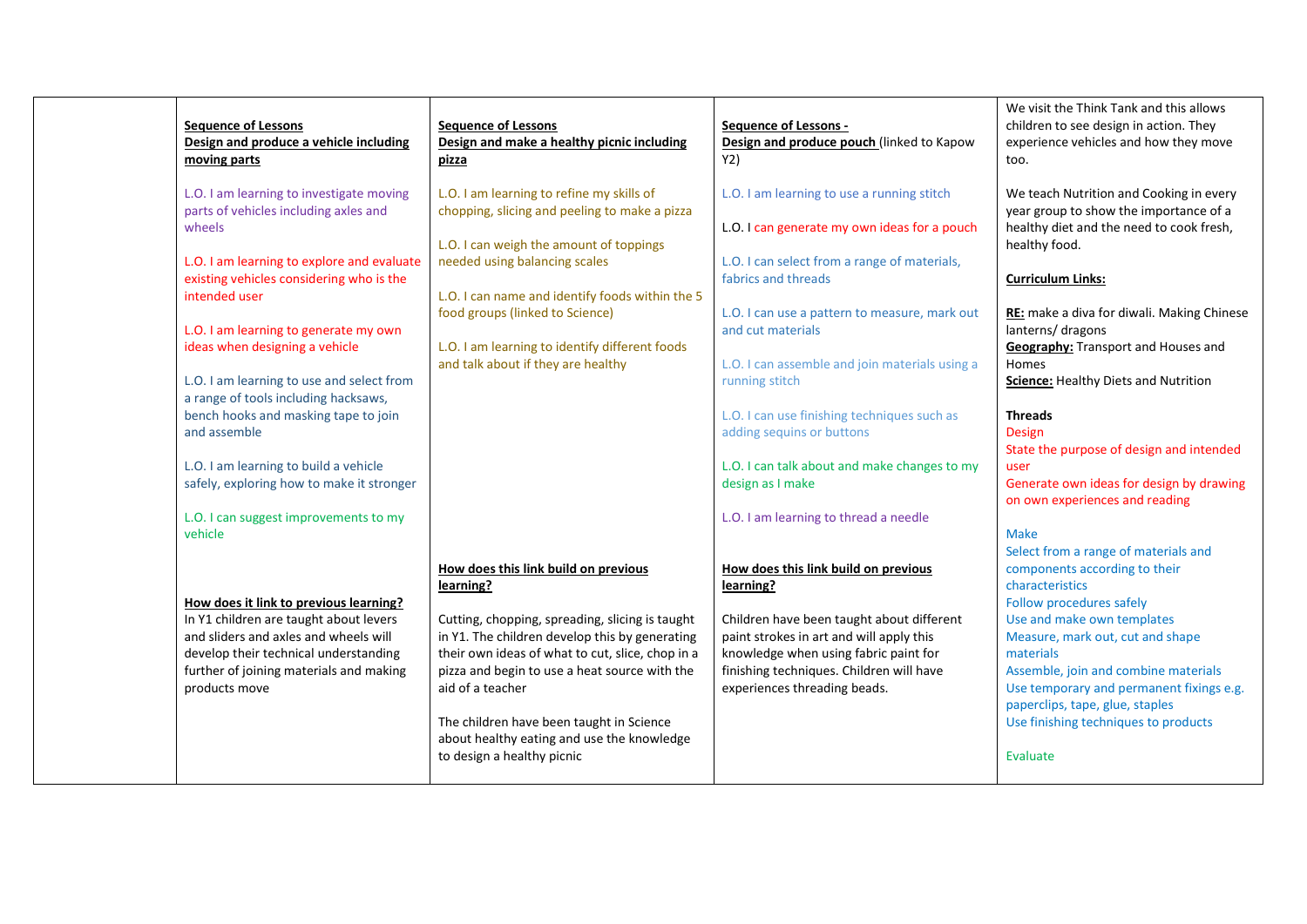| | Sequence of Lessons | Sequence of Lessons | Sequence of Lessons - | |
|---|---|---|---|---|
| | **Sequence of Lessons**<br>**Design and produce a vehicle including moving parts**<br><br>L.O. I am learning to investigate moving parts of vehicles including axles and wheels<br><br>L.O. I am learning to explore and evaluate existing vehicles considering who is the intended user<br><br>L.O. I am learning to generate my own ideas when designing a vehicle<br><br>L.O. I am learning to use and select from a range of tools including hacksaws, bench hooks and masking tape to join and assemble<br><br>L.O. I am learning to build a vehicle safely, exploring how to make it stronger<br><br>L.O. I can suggest improvements to my vehicle<br><br>**How does it link to previous learning?**<br>In Y1 children are taught about levers and sliders and axles and wheels will develop their technical understanding further of joining materials and making products move | **Sequence of Lessons**<br>**Design and make a healthy picnic including pizza**<br><br>L.O. I am learning to refine my skills of chopping, slicing and peeling to make a pizza<br><br>L.O. I can weigh the amount of toppings needed using balancing scales<br><br>L.O. I can name and identify foods within the 5 food groups (linked to Science)<br><br>L.O. I am learning to identify different foods and talk about if they are healthy<br><br>**How does this link build on previous learning?**<br><br>Cutting, chopping, spreading, slicing is taught in Y1. The children develop this by generating their own ideas of what to cut, slice, chop in a pizza and begin to use a heat source with the aid of a teacher<br><br>The children have been taught in Science about healthy eating and use the knowledge to design a healthy picnic | **Sequence of Lessons -**<br>**Design and produce pouch** (linked to Kapow Y2)<br><br>L.O. I am learning to use a running stitch<br><br>L.O. I can generate my own ideas for a pouch<br><br>L.O. I can select from a range of materials, fabrics and threads<br><br>L.O. I can use a pattern to measure, mark out and cut materials<br><br>L.O. I can assemble and join materials using a running stitch<br><br>L.O. I can use finishing techniques such as adding sequins or buttons<br><br>L.O. I can talk about and make changes to my design as I make<br><br>L.O. I am learning to thread a needle<br><br>**How does this link build on previous learning?**<br><br>Children have been taught about different paint strokes in art and will apply this knowledge when using fabric paint for finishing techniques. Children will have experiences threading beads. | We visit the Think Tank and this allows children to see design in action. They experience vehicles and how they move too.<br><br>We teach Nutrition and Cooking in every year group to show the importance of a healthy diet and the need to cook fresh, healthy food.<br><br>**Curriculum Links:**<br><br>**RE:** make a diva for diwali. Making Chinese lanterns/ dragons<br>**Geography:** Transport and Houses and Homes<br>**Science:** Healthy Diets and Nutrition<br><br>**Threads**<br>Design<br>State the purpose of design and intended user<br>Generate own ideas for design by drawing on own experiences and reading<br><br>Make<br>Select from a range of materials and components according to their characteristics<br>Follow procedures safely<br>Use and make own templates<br>Measure, mark out, cut and shape materials<br>Assemble, join and combine materials<br>Use temporary and permanent fixings e.g. paperclips, tape, glue, staples<br>Use finishing techniques to products<br><br>Evaluate |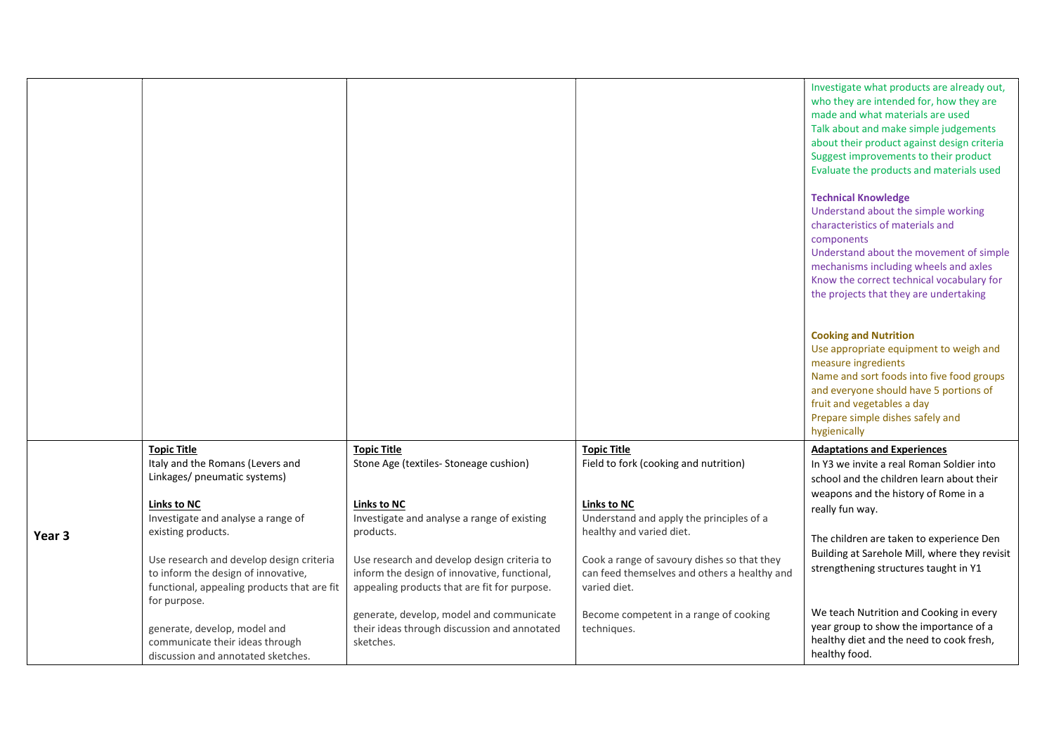| | | | | |
|---|---|---|---|---|
| | | | | Investigate what products are already out, who they are intended for, how they are made and what materials are used<br>Talk about and make simple judgements about their product against design criteria<br>Suggest improvements to their product<br>Evaluate the products and materials used<br><br>**Technical Knowledge**<br>Understand about the simple working characteristics of materials and components<br>Understand about the movement of simple mechanisms including wheels and axles<br>Know the correct technical vocabulary for the projects that they are undertaking<br><br>**Cooking and Nutrition**<br>Use appropriate equipment to weigh and measure ingredients<br>Name and sort foods into five food groups and everyone should have 5 portions of fruit and vegetables a day<br>Prepare simple dishes safely and hygienically |
| **Year 3** | **Topic Title**<br>Italy and the Romans (Levers and Linkages/ pneumatic systems)<br><br>**Links to NC**<br>Investigate and analyse a range of existing products.<br><br>Use research and develop design criteria to inform the design of innovative, functional, appealing products that are fit for purpose.<br><br>generate, develop, model and communicate their ideas through discussion and annotated sketches. | **Topic Title**<br>Stone Age (textiles- Stoneage cushion)<br><br>**Links to NC**<br>Investigate and analyse a range of existing products.<br><br>Use research and develop design criteria to inform the design of innovative, functional, appealing products that are fit for purpose.<br><br>generate, develop, model and communicate their ideas through discussion and annotated sketches. | **Topic Title**<br>Field to fork (cooking and nutrition)<br><br>**Links to NC**<br>Understand and apply the principles of a healthy and varied diet.<br><br>Cook a range of savoury dishes so that they can feed themselves and others a healthy and varied diet.<br><br>Become competent in a range of cooking techniques. | **Adaptations and Experiences**<br>In Y3 we invite a real Roman Soldier into school and the children learn about their weapons and the history of Rome in a really fun way.<br><br>The children are taken to experience Den Building at Sarehole Mill, where they revisit strengthening structures taught in Y1<br><br>We teach Nutrition and Cooking in every year group to show the importance of a healthy diet and the need to cook fresh, healthy food. |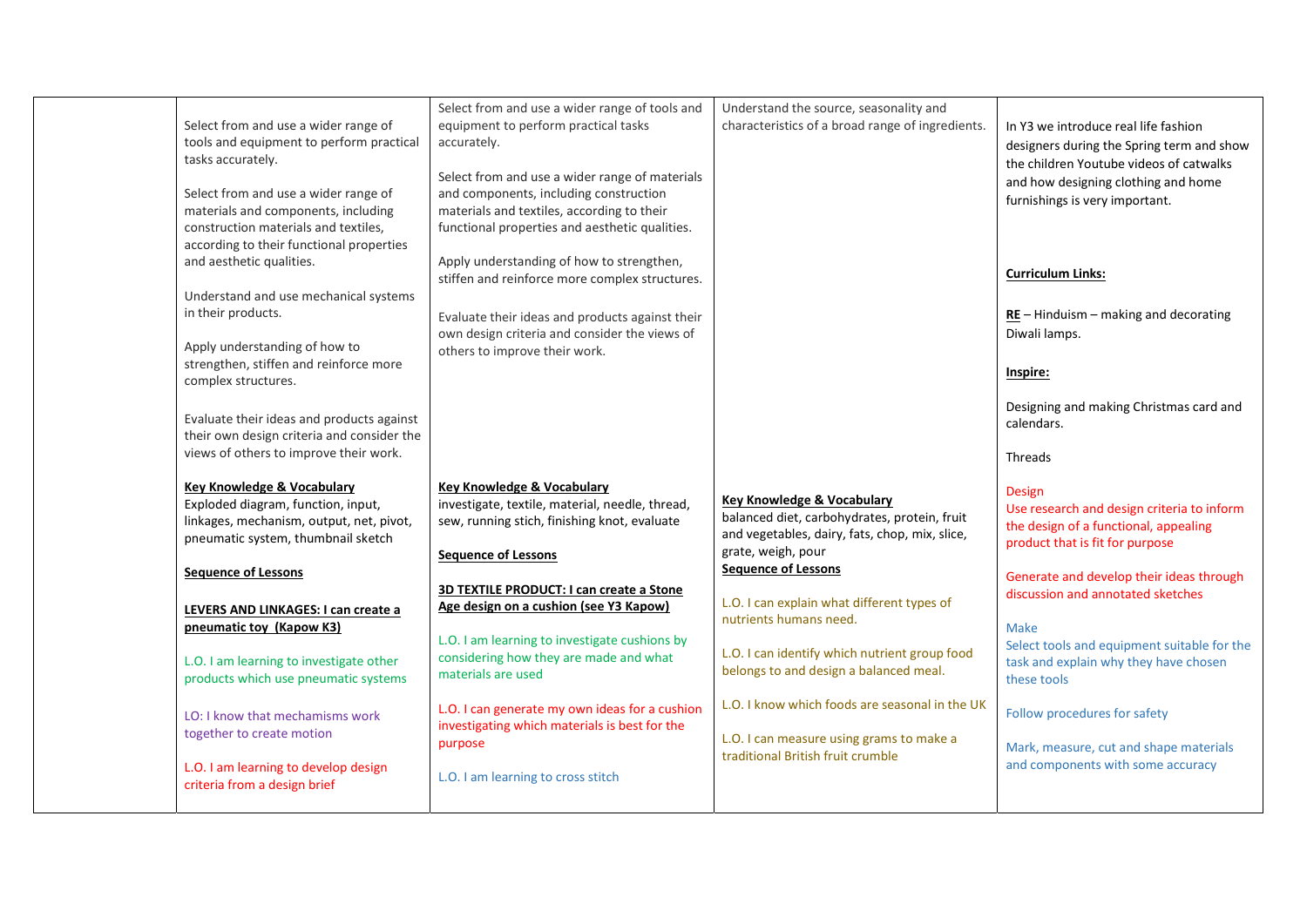| | | | | |
|---|---|---|---|---|
| | Select from and use a wider range of tools and equipment to perform practical tasks accurately.<br><br>Select from and use a wider range of materials and components, including construction materials and textiles, according to their functional properties and aesthetic qualities.<br><br>Understand and use mechanical systems in their products.<br><br>Apply understanding of how to strengthen, stiffen and reinforce more complex structures.<br><br>Evaluate their ideas and products against their own design criteria and consider the views of others to improve their work.<br><br>**Key Knowledge & Vocabulary**<br>Exploded diagram, function, input, linkages, mechanism, output, net, pivot, pneumatic system, thumbnail sketch<br><br>**Sequence of Lessons**<br><br>**LEVERS AND LINKAGES: I can create a pneumatic toy (Kapow K3)**<br><br>L.O. I am learning to investigate other products which use pneumatic systems<br><br>LO: I know that mechanisms work together to create motion<br><br>L.O. I am learning to develop design criteria from a design brief | Select from and use a wider range of tools and equipment to perform practical tasks accurately.<br><br>Select from and use a wider range of materials and components, including construction materials and textiles, according to their functional properties and aesthetic qualities.<br><br>Apply understanding of how to strengthen, stiffen and reinforce more complex structures.<br><br>Evaluate their ideas and products against their own design criteria and consider the views of others to improve their work.<br><br>**Key Knowledge & Vocabulary**<br>investigate, textile, material, needle, thread, sew, running stich, finishing knot, evaluate<br><br>**Sequence of Lessons**<br><br>**3D TEXTILE PRODUCT: I can create a Stone Age design on a cushion (see Y3 Kapow)**<br><br>L.O. I am learning to investigate cushions by considering how they are made and what materials are used<br><br>L.O. I can generate my own ideas for a cushion investigating which materials is best for the purpose<br><br>L.O. I am learning to cross stitch | Understand the source, seasonality and characteristics of a broad range of ingredients.<br><br>**Key Knowledge & Vocabulary**<br>balanced diet, carbohydrates, protein, fruit and vegetables, dairy, fats, chop, mix, slice, grate, weigh, pour<br>**Sequence of Lessons**<br><br>L.O. I can explain what different types of nutrients humans need.<br><br>L.O. I can identify which nutrient group food belongs to and design a balanced meal.<br><br>L.O. I know which foods are seasonal in the UK<br><br>L.O. I can measure using grams to make a traditional British fruit crumble | In Y3 we introduce real life fashion designers during the Spring term and show the children Youtube videos of catwalks and how designing clothing and home furnishings is very important.<br><br>**Curriculum Links:**<br><br>**RE** – Hinduism – making and decorating Diwali lamps.<br><br>**Inspire:**<br><br>Designing and making Christmas card and calendars.<br><br>Threads<br><br>Design<br>Use research and design criteria to inform the design of a functional, appealing product that is fit for purpose<br><br>Generate and develop their ideas through discussion and annotated sketches<br><br>Make<br>Select tools and equipment suitable for the task and explain why they have chosen these tools<br><br>Follow procedures for safety<br><br>Mark, measure, cut and shape materials and components with some accuracy |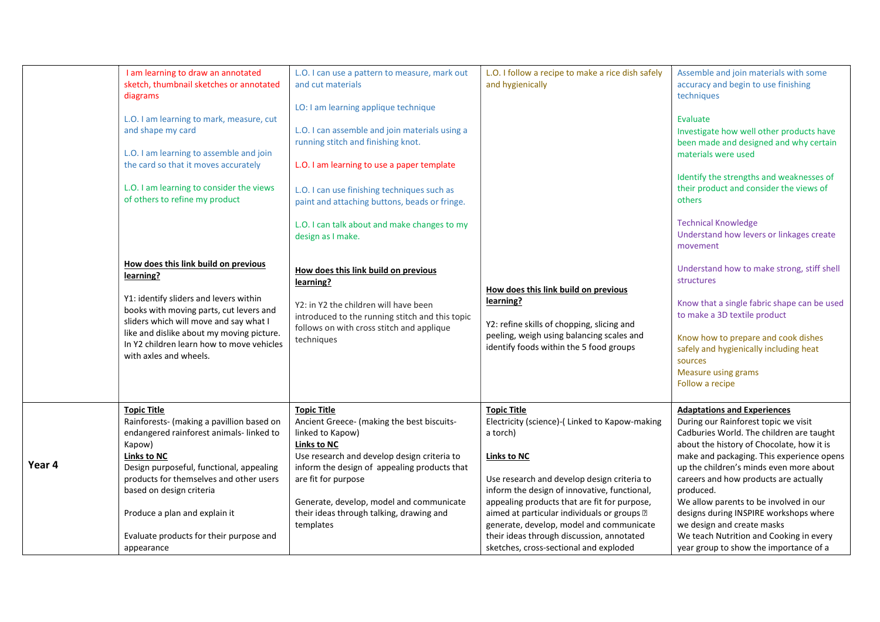| | | | | |
|---|---|---|---|---|
| | I am learning to draw an annotated sketch, thumbnail sketches or annotated diagrams<br><br>L.O. I am learning to mark, measure, cut and shape my card<br><br>L.O. I am learning to assemble and join the card so that it moves accurately<br><br>L.O. I am learning to consider the views of others to refine my product<br><br>**How does this link build on previous learning?**<br><br>Y1: identify sliders and levers within books with moving parts, cut levers and sliders which will move and say what I like and dislike about my moving picture. In Y2 children learn how to move vehicles with axles and wheels. | L.O. I can use a pattern to measure, mark out and cut materials<br><br>LO: I am learning applique technique<br><br>L.O. I can assemble and join materials using a running stitch and finishing knot.<br><br>L.O. I am learning to use a paper template<br><br>L.O. I can use finishing techniques such as paint and attaching buttons, beads or fringe.<br><br>L.O. I can talk about and make changes to my design as I make.<br><br>**How does this link build on previous learning?**<br><br>Y2: in Y2 the children will have been introduced to the running stitch and this topic follows on with cross stitch and applique techniques | L.O. I follow a recipe to make a rice dish safely and hygienically<br><br>**How does this link build on previous learning?**<br><br>Y2: refine skills of chopping, slicing and peeling, weigh using balancing scales and identify foods within the 5 food groups | Assemble and join materials with some accuracy and begin to use finishing techniques<br><br>Evaluate<br>Investigate how well other products have been made and designed and why certain materials were used<br><br>Identify the strengths and weaknesses of their product and consider the views of others<br><br>Technical Knowledge<br>Understand how levers or linkages create movement<br><br>Understand how to make strong, stiff shell structures<br><br>Know that a single fabric shape can be used to make a 3D textile product<br><br>Know how to prepare and cook dishes safely and hygienically including heat sources<br>Measure using grams<br>Follow a recipe |
| **Year 4** | **Topic Title**<br>Rainforests- (making a pavillion based on endangered rainforest animals- linked to Kapow)<br>**Links to NC**<br>Design purposeful, functional, appealing products for themselves and other users based on design criteria<br><br>Produce a plan and explain it<br><br>Evaluate products for their purpose and appearance | **Topic Title**<br>Ancient Greece- (making the best biscuits- linked to Kapow)<br>**Links to NC**<br>Use research and develop design criteria to inform the design of appealing products that are fit for purpose<br><br>Generate, develop, model and communicate their ideas through talking, drawing and templates | **Topic Title**<br>Electricity (science)-( Linked to Kapow-making a torch)<br><br>**Links to NC**<br><br>Use research and develop design criteria to inform the design of innovative, functional, appealing products that are fit for purpose, aimed at particular individuals or groups ⍰ generate, develop, model and communicate their ideas through discussion, annotated sketches, cross-sectional and exploded | **Adaptations and Experiences**<br>During our Rainforest topic we visit Cadburies World. The children are taught about the history of Chocolate, how it is make and packaging. This experience opens up the children's minds even more about careers and how products are actually produced.<br>We allow parents to be involved in our designs during INSPIRE workshops where we design and create masks<br>We teach Nutrition and Cooking in every year group to show the importance of a |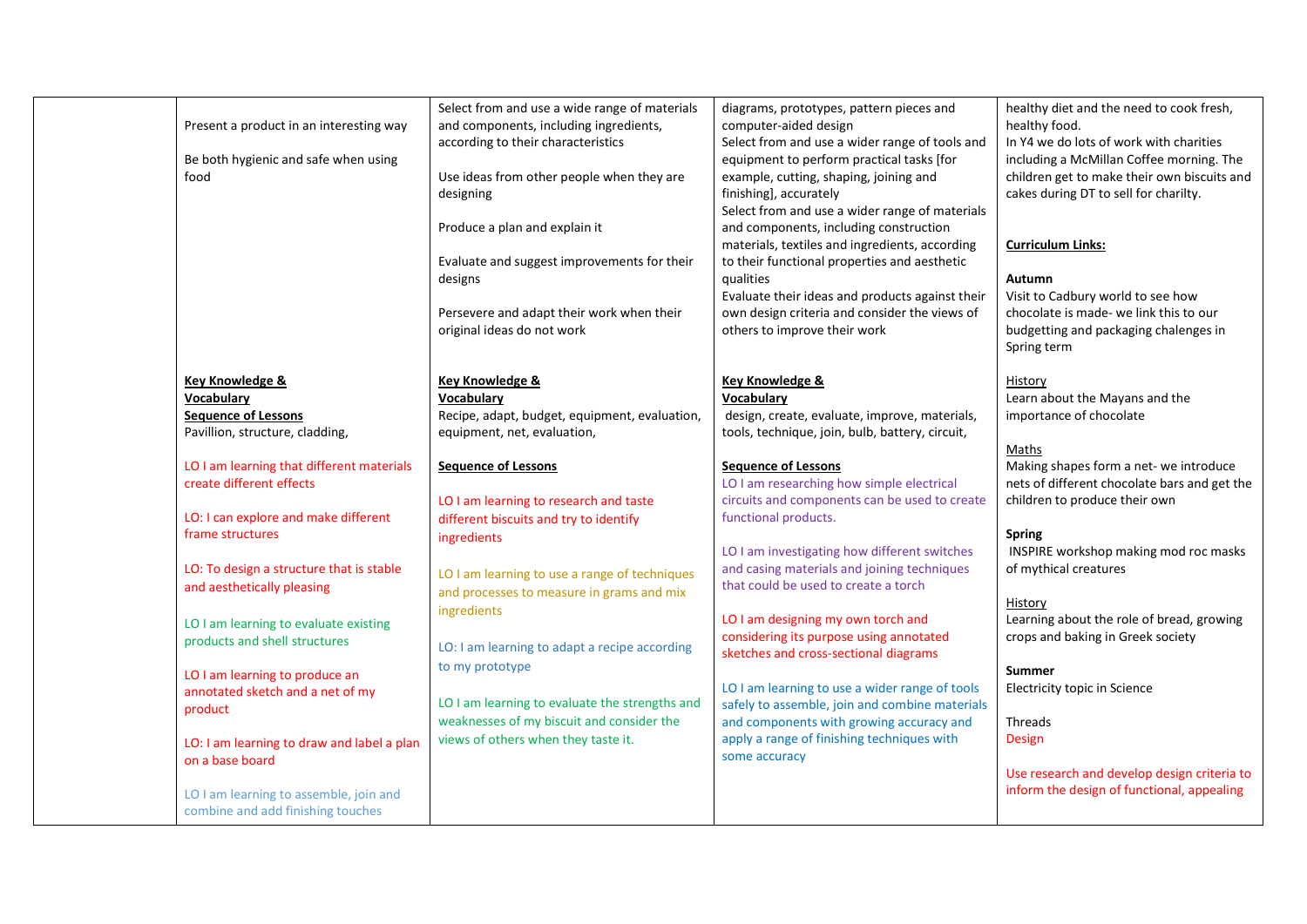| | | | | |
|---|---|---|---|---|
| | Present a product in an interesting way<br><br>Be both hygienic and safe when using food<br><br>**Key Knowledge & Vocabulary**<br>**Sequence of Lessons**<br>Pavillion, structure, cladding,<br><br>LO I am learning that different materials create different effects<br><br>LO: I can explore and make different frame structures<br><br>LO: To design a structure that is stable and aesthetically pleasing<br><br>LO I am learning to evaluate existing products and shell structures<br><br>LO I am learning to produce an annotated sketch and a net of my product<br><br>LO: I am learning to draw and label a plan on a base board<br><br>LO I am learning to assemble, join and combine and add finishing touches | Select from and use a wide range of materials and components, including ingredients, according to their characteristics<br><br>Use ideas from other people when they are designing<br><br>Produce a plan and explain it<br><br>Evaluate and suggest improvements for their designs<br><br>Persevere and adapt their work when their original ideas do not work<br><br>**Key Knowledge & Vocabulary**<br>Recipe, adapt, budget, equipment, evaluation, equipment, net, evaluation,<br><br>**Sequence of Lessons**<br><br>LO I am learning to research and taste different biscuits and try to identify ingredients<br><br>LO I am learning to use a range of techniques and processes to measure in grams and mix ingredients<br><br>LO: I am learning to adapt a recipe according to my prototype<br><br>LO I am learning to evaluate the strengths and weaknesses of my biscuit and consider the views of others when they taste it. | diagrams, prototypes, pattern pieces and computer-aided design<br>Select from and use a wider range of tools and equipment to perform practical tasks [for example, cutting, shaping, joining and finishing], accurately<br>Select from and use a wider range of materials and components, including construction materials, textiles and ingredients, according to their functional properties and aesthetic qualities<br>Evaluate their ideas and products against their own design criteria and consider the views of others to improve their work<br><br>**Key Knowledge & Vocabulary**<br>design, create, evaluate, improve, materials, tools, technique, join, bulb, battery, circuit,<br><br>**Sequence of Lessons**<br>LO I am researching how simple electrical circuits and components can be used to create functional products.<br><br>LO I am investigating how different switches and casing materials and joining techniques that could be used to create a torch<br><br>LO I am designing my own torch and considering its purpose using annotated sketches and cross-sectional diagrams<br><br>LO I am learning to use a wider range of tools safely to assemble, join and combine materials and components with growing accuracy and apply a range of finishing techniques with some accuracy | healthy diet and the need to cook fresh, healthy food.<br>In Y4 we do lots of work with charities including a McMillan Coffee morning. The children get to make their own biscuits and cakes during DT to sell for charilty.<br><br>**Curriculum Links:**<br><br>**Autumn**<br>Visit to Cadbury world to see how chocolate is made- we link this to our budgetting and packaging chalenges in Spring term<br><br>History<br>Learn about the Mayans and the importance of chocolate<br><br>Maths<br>Making shapes form a net- we introduce nets of different chocolate bars and get the children to produce their own<br><br>**Spring**<br>INSPIRE workshop making mod roc masks of mythical creatures<br><br>History<br>Learning about the role of bread, growing crops and baking in Greek society<br><br>**Summer**<br>Electricity topic in Science<br><br>Threads<br>Design<br><br>Use research and develop design criteria to inform the design of functional, appealing |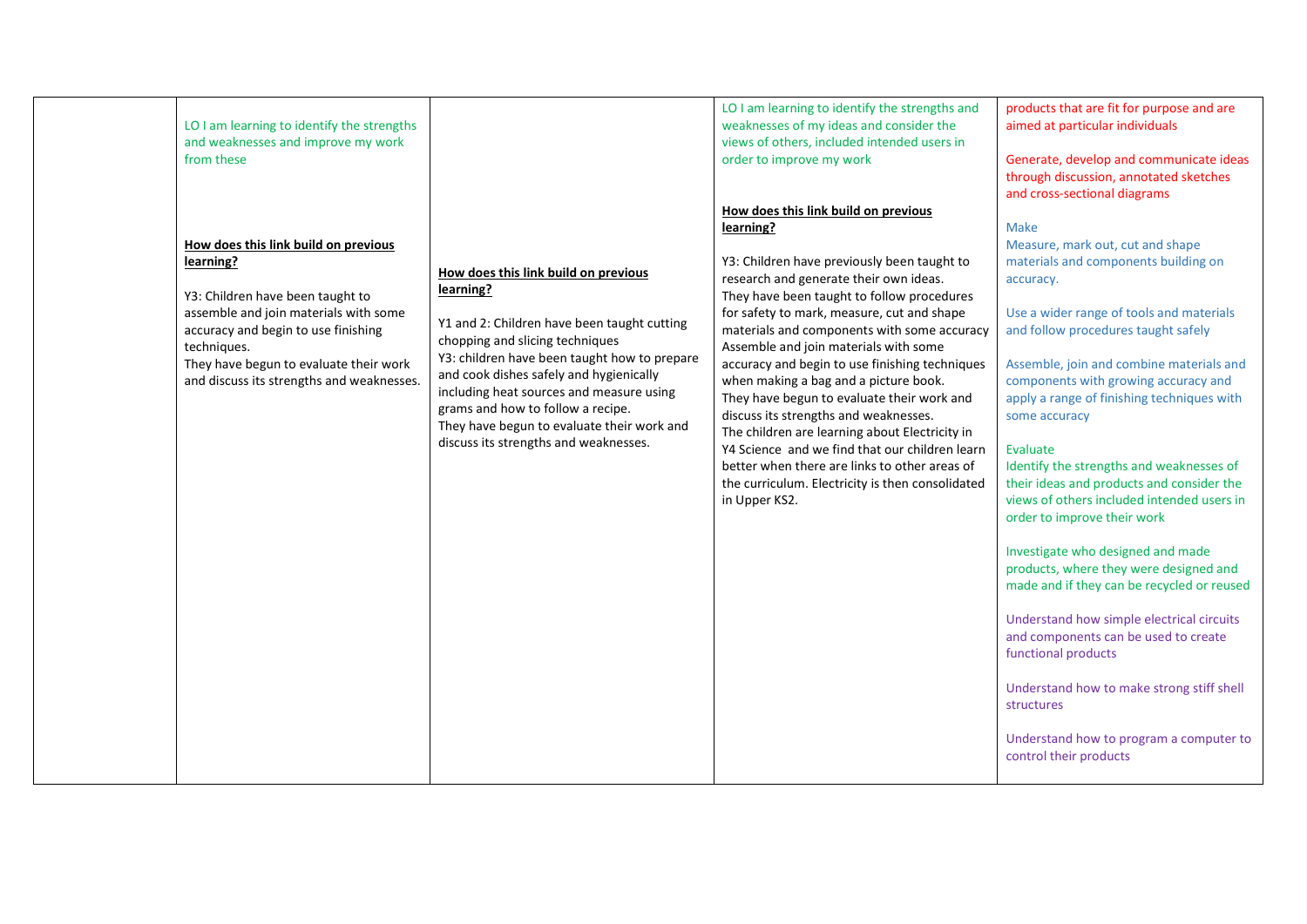| | | | | |
|---|---|---|---|---|
| | LO I am learning to identify the strengths and weaknesses and improve my work from these<br><br>**How does this link build on previous learning?**<br><br>Y3: Children have been taught to assemble and join materials with some accuracy and begin to use finishing techniques.<br>They have begun to evaluate their work and discuss its strengths and weaknesses. | **How does this link build on previous learning?**<br><br>Y1 and 2: Children have been taught cutting chopping and slicing techniques<br>Y3: children have been taught how to prepare and cook dishes safely and hygienically including heat sources and measure using grams and how to follow a recipe.<br>They have begun to evaluate their work and discuss its strengths and weaknesses. | LO I am learning to identify the strengths and weaknesses of my ideas and consider the views of others, included intended users in order to improve my work<br><br>**How does this link build on previous learning?**<br><br>Y3: Children have previously been taught to research and generate their own ideas.<br>They have been taught to follow procedures for safety to mark, measure, cut and shape materials and components with some accuracy<br>Assemble and join materials with some accuracy and begin to use finishing techniques when making a bag and a picture book.<br>They have begun to evaluate their work and discuss its strengths and weaknesses.<br>The children are learning about Electricity in Y4 Science and we find that our children learn better when there are links to other areas of the curriculum. Electricity is then consolidated in Upper KS2. | products that are fit for purpose and are aimed at particular individuals<br><br>Generate, develop and communicate ideas through discussion, annotated sketches and cross-sectional diagrams<br><br>Make<br>Measure, mark out, cut and shape materials and components building on accuracy.<br><br>Use a wider range of tools and materials and follow procedures taught safely<br><br>Assemble, join and combine materials and components with growing accuracy and apply a range of finishing techniques with some accuracy<br><br>Evaluate<br>Identify the strengths and weaknesses of their ideas and products and consider the views of others included intended users in order to improve their work<br><br>Investigate who designed and made products, where they were designed and made and if they can be recycled or reused<br><br>Understand how simple electrical circuits and components can be used to create functional products<br><br>Understand how to make strong stiff shell structures<br><br>Understand how to program a computer to control their products |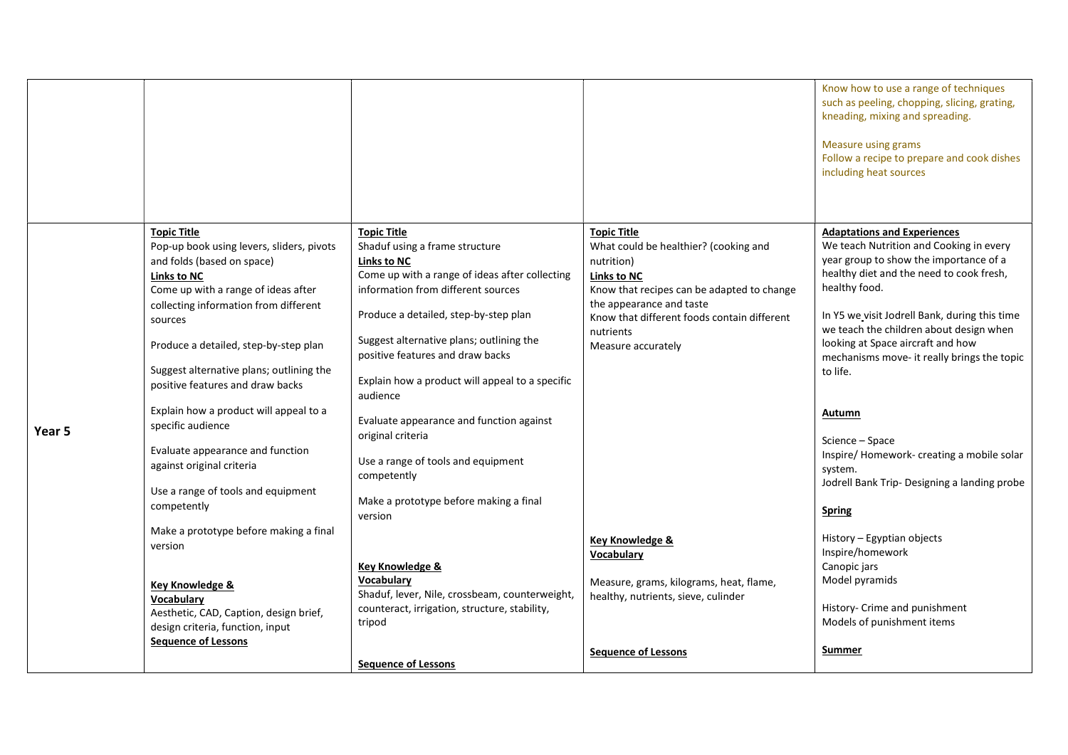| | | | | |
|---|---|---|---|---|
| | | | | Know how to use a range of techniques such as peeling, chopping, slicing, grating, kneading, mixing and spreading.<br><br>Measure using grams<br>Follow a recipe to prepare and cook dishes including heat sources |
| **Year 5** | **Topic Title**<br>Pop-up book using levers, sliders, pivots and folds (based on space)<br>**Links to NC**<br>Come up with a range of ideas after collecting information from different sources<br><br>Produce a detailed, step-by-step plan<br><br>Suggest alternative plans; outlining the positive features and draw backs<br><br>Explain how a product will appeal to a specific audience<br><br>Evaluate appearance and function against original criteria<br><br>Use a range of tools and equipment competently<br><br>Make a prototype before making a final version<br><br>**Key Knowledge & Vocabulary**<br>Aesthetic, CAD, Caption, design brief, design criteria, function, input<br>**Sequence of Lessons** | **Topic Title**<br>Shaduf using a frame structure<br>**Links to NC**<br>Come up with a range of ideas after collecting information from different sources<br><br>Produce a detailed, step-by-step plan<br><br>Suggest alternative plans; outlining the positive features and draw backs<br><br>Explain how a product will appeal to a specific audience<br><br>Evaluate appearance and function against original criteria<br><br>Use a range of tools and equipment competently<br><br>Make a prototype before making a final version<br><br>**Key Knowledge & Vocabulary**<br>Shaduf, lever, Nile, crossbeam, counterweight, counteract, irrigation, structure, stability, tripod<br><br>**Sequence of Lessons** | **Topic Title**<br>What could be healthier? (cooking and nutrition)<br>**Links to NC**<br>Know that recipes can be adapted to change the appearance and taste<br>Know that different foods contain different nutrients<br>Measure accurately<br><br>**Key Knowledge & Vocabulary**<br><br>Measure, grams, kilograms, heat, flame, healthy, nutrients, sieve, culinder<br><br>**Sequence of Lessons** | **Adaptations and Experiences**<br>We teach Nutrition and Cooking in every year group to show the importance of a healthy diet and the need to cook fresh, healthy food.<br><br>In Y5 we visit Jodrell Bank, during this time we teach the children about design when looking at Space aircraft and how mechanisms move- it really brings the topic to life.<br><br>**Autumn**<br><br>Science – Space<br>Inspire/ Homework- creating a mobile solar system.<br>Jodrell Bank Trip- Designing a landing probe<br><br>**Spring**<br><br>History – Egyptian objects<br>Inspire/homework<br>Canopic jars<br>Model pyramids<br><br>History- Crime and punishment<br>Models of punishment items<br><br>**Summer** |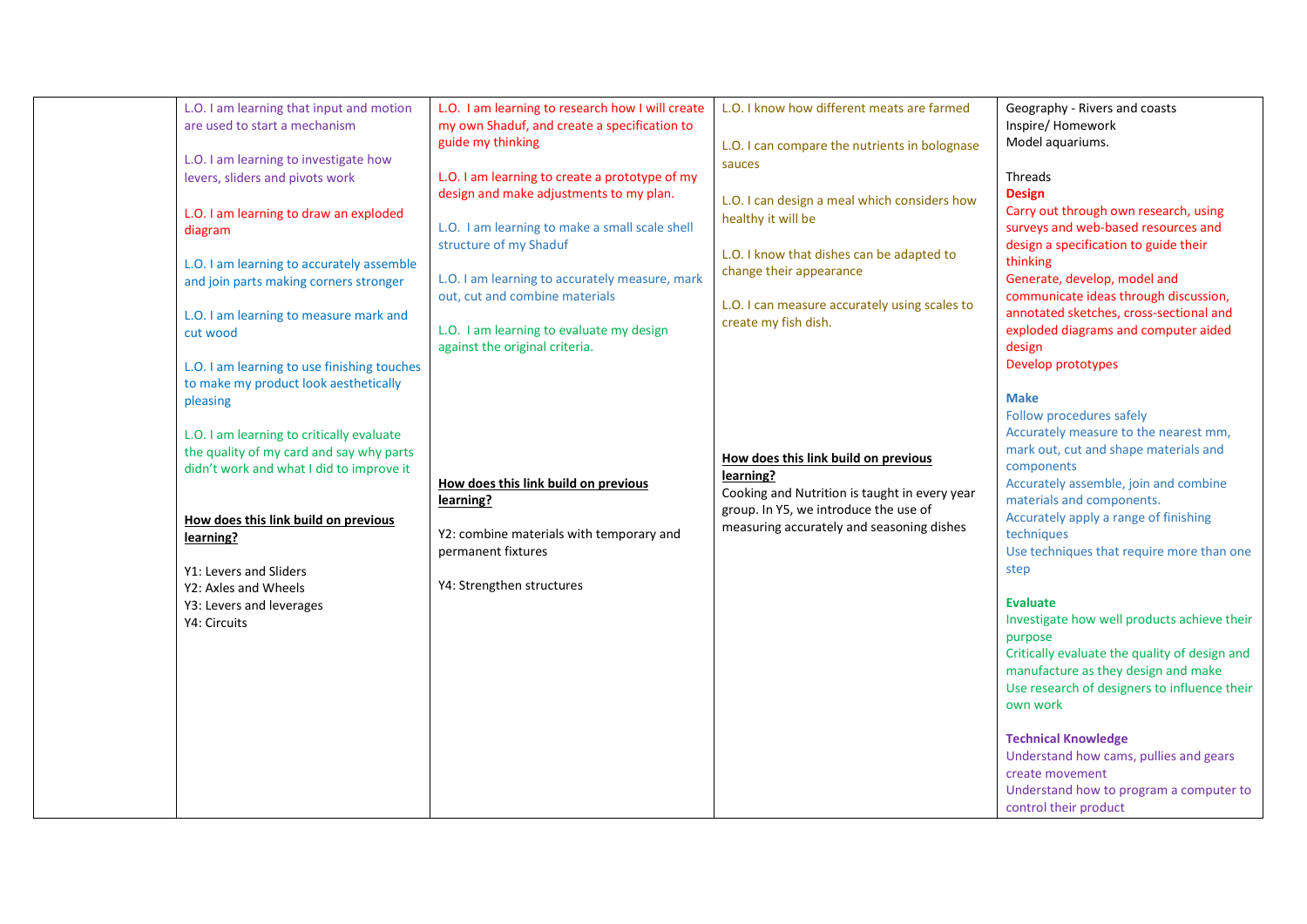| | | | | |
|---|---|---|---|---|
| | L.O. I am learning that input and motion are used to start a mechanism<br><br>L.O. I am learning to investigate how levers, sliders and pivots work<br><br>L.O. I am learning to draw an exploded diagram<br><br>L.O. I am learning to accurately assemble and join parts making corners stronger<br><br>L.O. I am learning to measure mark and cut wood<br><br>L.O. I am learning to use finishing touches to make my product look aesthetically pleasing<br><br>L.O. I am learning to critically evaluate the quality of my card and say why parts didn't work and what I did to improve it<br><br>**How does this link build on previous learning?**<br><br>Y1: Levers and Sliders<br>Y2: Axles and Wheels<br>Y3: Levers and leverages<br>Y4: Circuits | L.O. I am learning to research how I will create my own Shaduf, and create a specification to guide my thinking<br><br>L.O. I am learning to create a prototype of my design and make adjustments to my plan.<br><br>L.O. I am learning to make a small scale shell structure of my Shaduf<br><br>L.O. I am learning to accurately measure, mark out, cut and combine materials<br><br>L.O. I am learning to evaluate my design against the original criteria.<br><br>**How does this link build on previous learning?**<br><br>Y2: combine materials with temporary and permanent fixtures<br><br>Y4: Strengthen structures | L.O. I know how different meats are farmed<br><br>L.O. I can compare the nutrients in bolognase sauces<br><br>L.O. I can design a meal which considers how healthy it will be<br><br>L.O. I know that dishes can be adapted to change their appearance<br><br>L.O. I can measure accurately using scales to create my fish dish.<br><br>**How does this link build on previous learning?**<br>Cooking and Nutrition is taught in every year group. In Y5, we introduce the use of measuring accurately and seasoning dishes | Geography - Rivers and coasts<br>Inspire/ Homework<br>Model aquariums.<br><br>Threads<br>**Design**<br>Carry out through own research, using surveys and web-based resources and design a specification to guide their thinking<br>Generate, develop, model and communicate ideas through discussion, annotated sketches, cross-sectional and exploded diagrams and computer aided design<br>Develop prototypes<br><br>**Make**<br>Follow procedures safely<br>Accurately measure to the nearest mm, mark out, cut and shape materials and components<br>Accurately assemble, join and combine materials and components.<br>Accurately apply a range of finishing techniques<br>Use techniques that require more than one step<br><br>**Evaluate**<br>Investigate how well products achieve their purpose<br>Critically evaluate the quality of design and manufacture as they design and make<br>Use research of designers to influence their own work<br><br>**Technical Knowledge**<br>Understand how cams, pullies and gears create movement<br>Understand how to program a computer to control their product |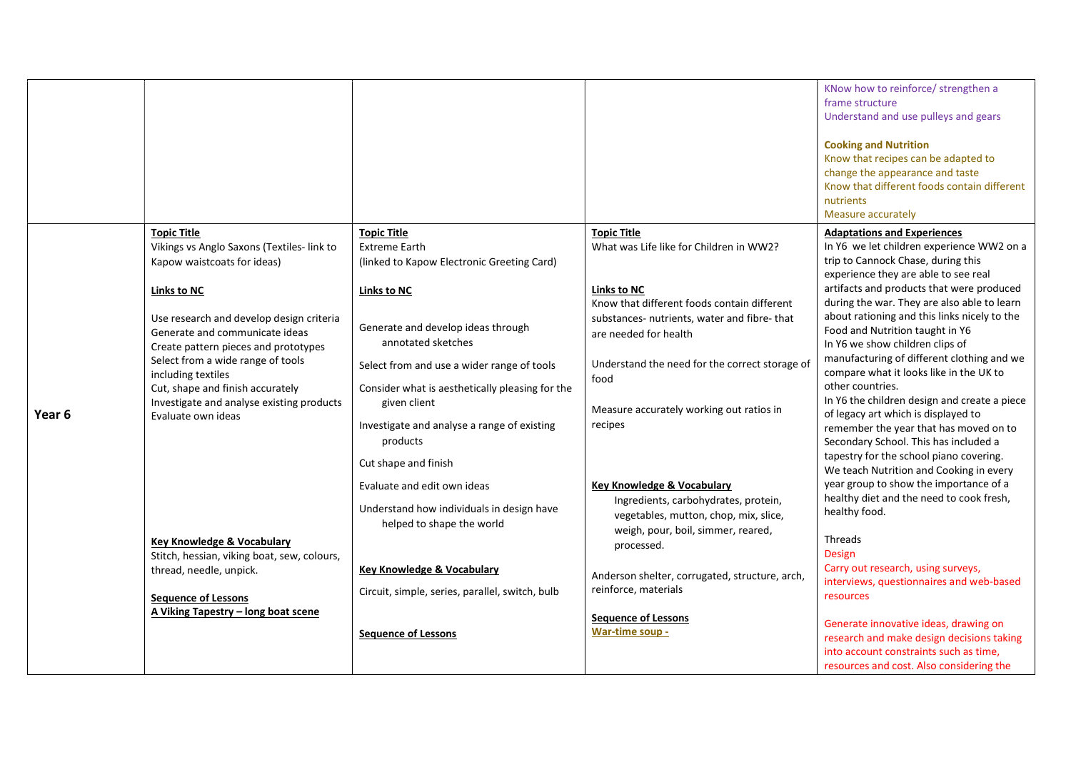| | | | | |
|---|---|---|---|---|
| | | | | KNow how to reinforce/ strengthen a frame structure<br>Understand and use pulleys and gears<br><br>**Cooking and Nutrition**<br>Know that recipes can be adapted to change the appearance and taste<br>Know that different foods contain different nutrients<br>Measure accurately |
| **Year 6** | **Topic Title**<br>Vikings vs Anglo Saxons (Textiles- link to Kapow waistcoats for ideas)<br><br>**Links to NC**<br><br>Use research and develop design criteria<br>Generate and communicate ideas<br>Create pattern pieces and prototypes<br>Select from a wide range of tools including textiles<br>Cut, shape and finish accurately<br>Investigate and analyse existing products<br>Evaluate own ideas<br><br>**Key Knowledge & Vocabulary**<br>Stitch, hessian, viking boat, sew, colours, thread, needle, unpick.<br><br>**Sequence of Lessons**<br>**A Viking Tapestry – long boat scene** | **Topic Title**<br>Extreme Earth<br>(linked to Kapow Electronic Greeting Card)<br><br>**Links to NC**<br><br>Generate and develop ideas through annotated sketches<br><br>Select from and use a wider range of tools<br><br>Consider what is aesthetically pleasing for the given client<br><br>Investigate and analyse a range of existing products<br><br>Cut shape and finish<br><br>Evaluate and edit own ideas<br><br>Understand how individuals in design have helped to shape the world<br><br>**Key Knowledge & Vocabulary**<br><br>Circuit, simple, series, parallel, switch, bulb<br><br>**Sequence of Lessons** | **Topic Title**<br>What was Life like for Children in WW2?<br><br>**Links to NC**<br>Know that different foods contain different substances- nutrients, water and fibre- that are needed for health<br><br>Understand the need for the correct storage of food<br><br>Measure accurately working out ratios in recipes<br><br>**Key Knowledge & Vocabulary**<br>Ingredients, carbohydrates, protein, vegetables, mutton, chop, mix, slice, weigh, pour, boil, simmer, reared, processed.<br><br>Anderson shelter, corrugated, structure, arch, reinforce, materials<br><br>**Sequence of Lessons**<br>**War-time soup -** | **Adaptations and Experiences**<br>In Y6 we let children experience WW2 on a trip to Cannock Chase, during this experience they are able to see real artifacts and products that were produced during the war. They are also able to learn about rationing and this links nicely to the Food and Nutrition taught in Y6<br>In Y6 we show children clips of manufacturing of different clothing and we compare what it looks like in the UK to other countries.<br>In Y6 the children design and create a piece of legacy art which is displayed to remember the year that has moved on to Secondary School. This has included a tapestry for the school piano covering.<br>We teach Nutrition and Cooking in every year group to show the importance of a healthy diet and the need to cook fresh, healthy food.<br><br>Threads<br>Design<br>Carry out research, using surveys, interviews, questionnaires and web-based resources<br><br>Generate innovative ideas, drawing on research and make design decisions taking into account constraints such as time, resources and cost. Also considering the |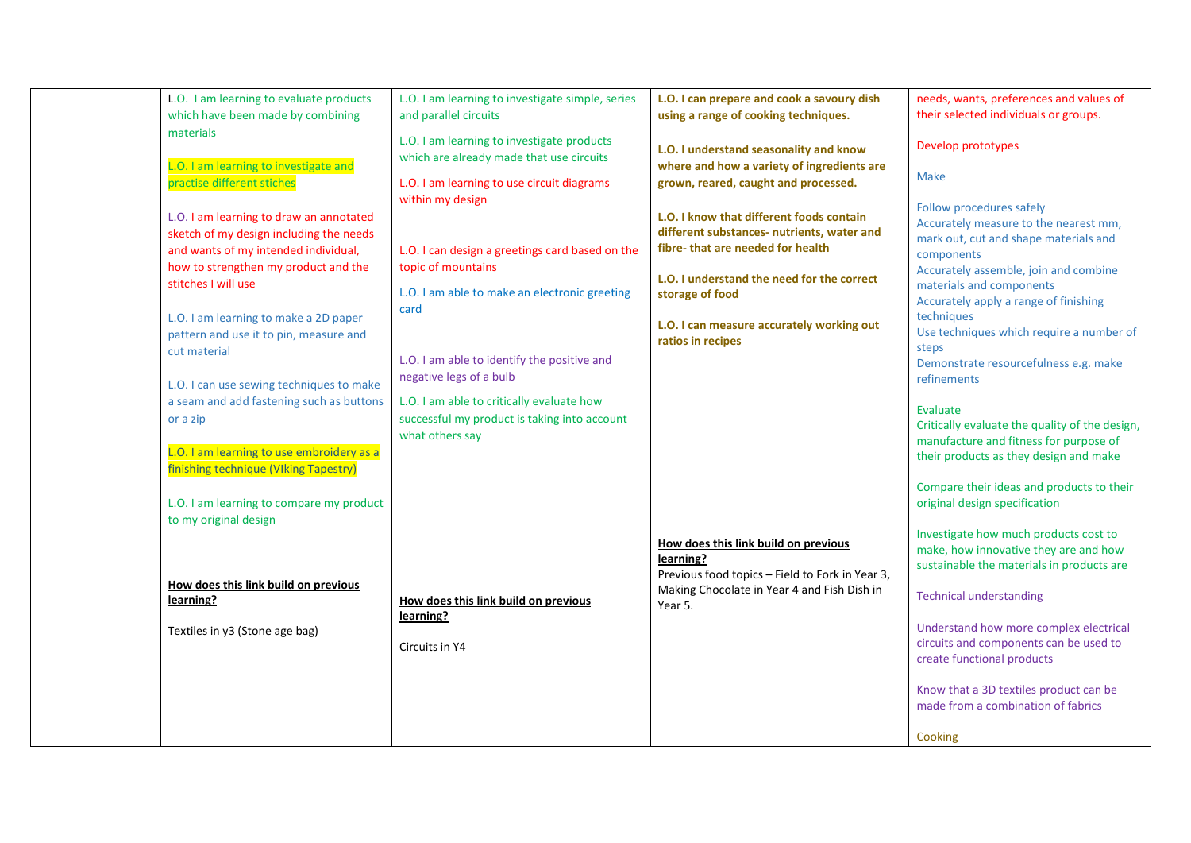| | | | | |
|---|---|---|---|---|
| | L.O. I am learning to evaluate products which have been made by combining materials<br><br>L.O. I am learning to investigate and practise different stiches<br><br>L.O. I am learning to draw an annotated sketch of my design including the needs and wants of my intended individual, how to strengthen my product and the stitches I will use<br><br>L.O. I am learning to make a 2D paper pattern and use it to pin, measure and cut material<br><br>L.O. I can use sewing techniques to make a seam and add fastening such as buttons or a zip<br><br>L.O. I am learning to use embroidery as a finishing technique (VIking Tapestry)<br><br>L.O. I am learning to compare my product to my original design<br><br>**How does this link build on previous learning?**<br><br>Textiles in y3 (Stone age bag) | L.O. I am learning to investigate simple, series and parallel circuits<br><br>L.O. I am learning to investigate products which are already made that use circuits<br><br>L.O. I am learning to use circuit diagrams within my design<br><br>L.O. I can design a greetings card based on the topic of mountains<br><br>L.O. I am able to make an electronic greeting card<br><br>L.O. I am able to identify the positive and negative legs of a bulb<br><br>L.O. I am able to critically evaluate how successful my product is taking into account what others say<br><br>**How does this link build on previous learning?**<br><br>Circuits in Y4 | **L.O. I can prepare and cook a savoury dish using a range of cooking techniques.**<br><br>**L.O. I understand seasonality and know where and how a variety of ingredients are grown, reared, caught and processed.**<br><br>**L.O. I know that different foods contain different substances- nutrients, water and fibre- that are needed for health**<br><br>**L.O. I understand the need for the correct storage of food**<br><br>**L.O. I can measure accurately working out ratios in recipes**<br><br>**How does this link build on previous learning?**<br>Previous food topics – Field to Fork in Year 3, Making Chocolate in Year 4 and Fish Dish in Year 5. | needs, wants, preferences and values of their selected individuals or groups.<br><br>Develop prototypes<br><br>Make<br><br>Follow procedures safely<br>Accurately measure to the nearest mm, mark out, cut and shape materials and components<br>Accurately assemble, join and combine materials and components<br>Accurately apply a range of finishing techniques<br>Use techniques which require a number of steps<br>Demonstrate resourcefulness e.g. make refinements<br><br>Evaluate<br>Critically evaluate the quality of the design, manufacture and fitness for purpose of their products as they design and make<br><br>Compare their ideas and products to their original design specification<br><br>Investigate how much products cost to make, how innovative they are and how sustainable the materials in products are<br><br>Technical understanding<br><br>Understand how more complex electrical circuits and components can be used to create functional products<br><br>Know that a 3D textiles product can be made from a combination of fabrics<br><br>Cooking |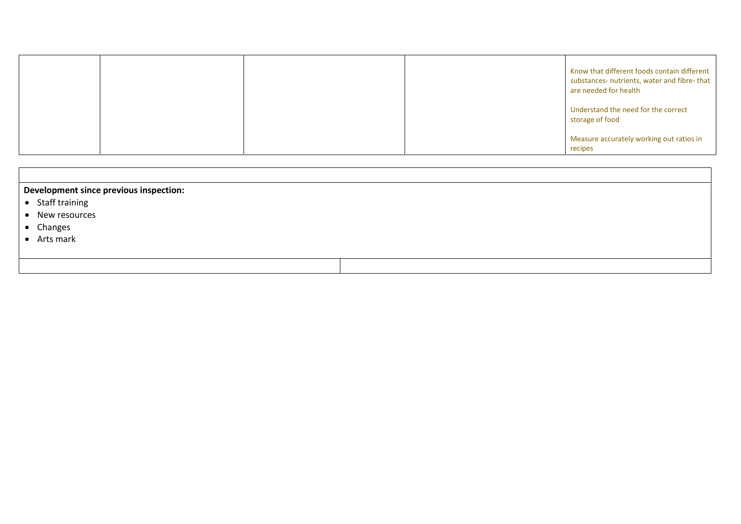| | | | | |
|---|---|---|---|---|
| | | | | Know that different foods contain different substances- nutrients, water and fibre- that are needed for health<br><br>Understand the need for the correct storage of food<br><br>Measure accurately working out ratios in recipes |

**Development since previous inspection:**

- Staff training
- New resources
- Changes
- Arts mark